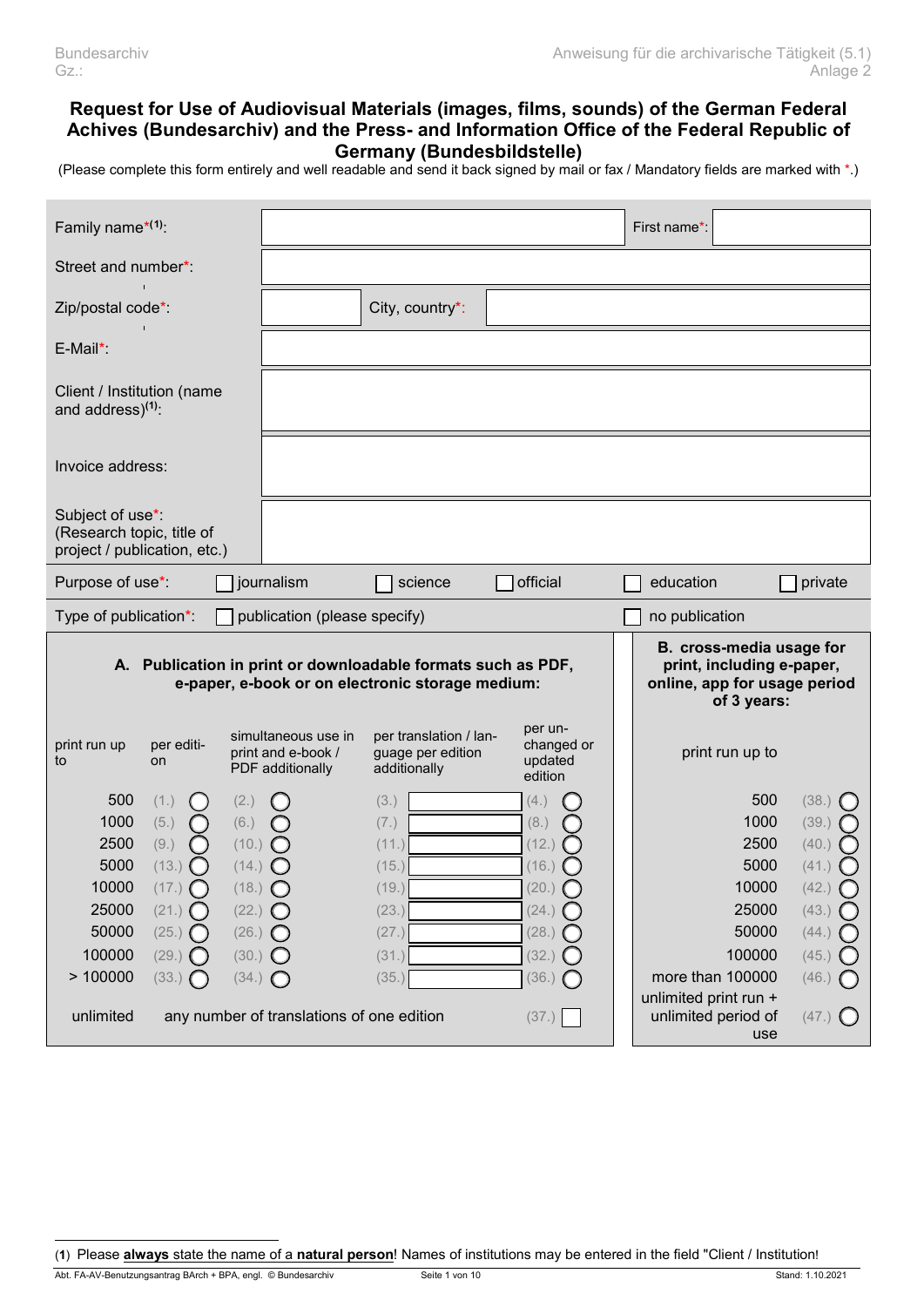# Request for Use of Audiovisual Materials (images, films, sounds) of the German Federal Achives (Bundesarchiv) and the Press- and Information Office of the Federal Republic of Germany (Bundesbildstelle)

(Please complete this form entirely and well readable and send it back signed by mail or fax / Mandatory fields are marked with *.)

| | | | |
|---|---|---|---|
| Family name*[(1)]: | | First name*: | |
| Street and number*: | | | |
| Zip/postal code*: | | City, country*: | |
| E-Mail*: | | | |
| Client / Institution (name and address)[(1)]: | | | |
| Invoice address: | | | |
| Subject of use*: (Research topic, title of project / publication, etc.) | | | |

Purpose of use*: ☐ journalism ☐ science ☐ official ☐ education ☐ private

Type of publication*: ☐ publication (please specify) ☐ no publication

**A. Publication in print or downloadable formats such as PDF, e-paper, e-book or on electronic storage medium:**

| print run up to | per edition | simultaneous use in print and e-book / PDF additionally | per translation / language per edition additionally | per unchanged or updated edition |
|---|---|---|---|---|
| 500 | (1.) ◯ | (2.) ◯ | (3.) | (4.) ◯ |
| 1000 | (5.) ◯ | (6.) ◯ | (7.) | (8.) ◯ |
| 2500 | (9.) ◯ | (10.) ◯ | (11.) | (12.) ◯ |
| 5000 | (13.) ◯ | (14.) ◯ | (15.) | (16.) ◯ |
| 10000 | (17.) ◯ | (18.) ◯ | (19.) | (20.) ◯ |
| 25000 | (21.) ◯ | (22.) ◯ | (23.) | (24.) ◯ |
| 50000 | (25.) ◯ | (26.) ◯ | (27.) | (28.) ◯ |
| 100000 | (29.) ◯ | (30.) ◯ | (31.) | (32.) ◯ |
| > 100000 | (33.) ◯ | (34.) ◯ | (35.) | (36.) ◯ |
| unlimited | any number of translations of one edition | | | (37.) ☐ |

**B. cross-media usage for print, including e-paper, online, app for usage period of 3 years:**

| print run up to | |
|---|---|
| 500 | (38.) ◯ |
| 1000 | (39.) ◯ |
| 2500 | (40.) ◯ |
| 5000 | (41.) ◯ |
| 10000 | (42.) ◯ |
| 25000 | (43.) ◯ |
| 50000 | (44.) ◯ |
| 100000 | (45.) ◯ |
| more than 100000 | (46.) ◯ |
| unlimited print run + unlimited period of use | (47.) ◯ |

(1) Please **always** state the name of a **natural person**! Names of institutions may be entered in the field "Client / Institution!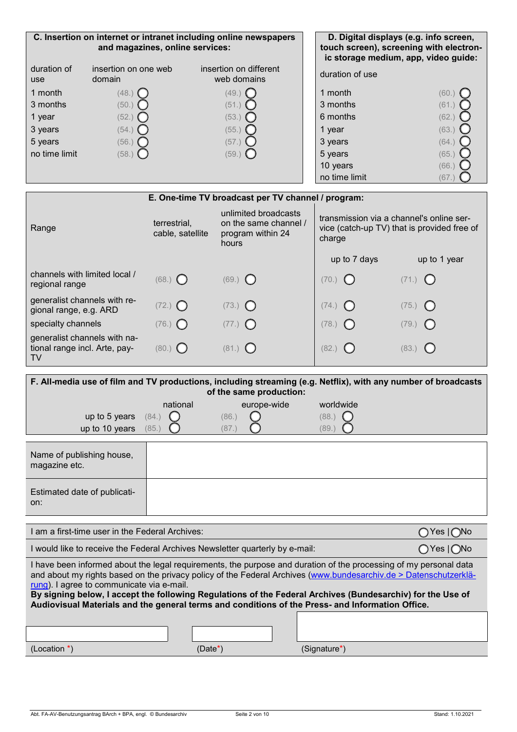### C. Insertion on internet or intranet including online newspapers and magazines, online services:

| duration of use | insertion on one web domain | insertion on different web domains |
|---|---|---|
| 1 month | (48.) ○ | (49.) ○ |
| 3 months | (50.) ○ | (51.) ○ |
| 1 year | (52.) ○ | (53.) ○ |
| 3 years | (54.) ○ | (55.) ○ |
| 5 years | (56.) ○ | (57.) ○ |
| no time limit | (58.) ○ | (59.) ○ |

### D. Digital displays (e.g. info screen, touch screen), screening with electronic storage medium, app, video guide:

| duration of use | |
|---|---|
| 1 month | (60.) ○ |
| 3 months | (61.) ○ |
| 6 months | (62.) ○ |
| 1 year | (63.) ○ |
| 3 years | (64.) ○ |
| 5 years | (65.) ○ |
| 10 years | (66.) ○ |
| no time limit | (67.) ○ |

### E. One-time TV broadcast per TV channel / program:

| Range | terrestrial, cable, satellite | unlimited broadcasts on the same channel / program within 24 hours | transmission via a channel's online service (catch-up TV) that is provided free of charge | |
|---|---|---|---|---|
| | | | up to 7 days | up to 1 year |
| channels with limited local / regional range | (68.) ○ | (69.) ○ | (70.) ○ | (71.) ○ |
| generalist channels with regional range, e.g. ARD | (72.) ○ | (73.) ○ | (74.) ○ | (75.) ○ |
| specialty channels | (76.) ○ | (77.) ○ | (78.) ○ | (79.) ○ |
| generalist channels with national range incl. Arte, pay-TV | (80.) ○ | (81.) ○ | (82.) ○ | (83.) ○ |

### F. All-media use of film and TV productions, including streaming (e.g. Netflix), with any number of broadcasts of the same production:

| | national | europe-wide | worldwide |
|---|---|---|---|
| up to 5 years | (84.) ○ | (86.) ○ | (88.) ○ |
| up to 10 years | (85.) ○ | (87.) ○ | (89.) ○ |

| | |
|---|---|
| Name of publishing house, magazine etc. | |
| Estimated date of publication: | |

I am a first-time user in the Federal Archives: ○ Yes | ○ No

I would like to receive the Federal Archives Newsletter quarterly by e-mail: ○ Yes | ○ No

I have been informed about the legal requirements, the purpose and duration of the processing of my personal data and about my rights based on the privacy policy of the Federal Archives (www.bundesarchiv.de > Datenschutzerklärung). I agree to communicate via e-mail.
**By signing below, I accept the following Regulations of the Federal Archives (Bundesarchiv) for the Use of Audiovisual Materials and the general terms and conditions of the Press- and Information Office.**

| (Location *) | (Date*) | (Signature*) |
|---|---|---|
| | | |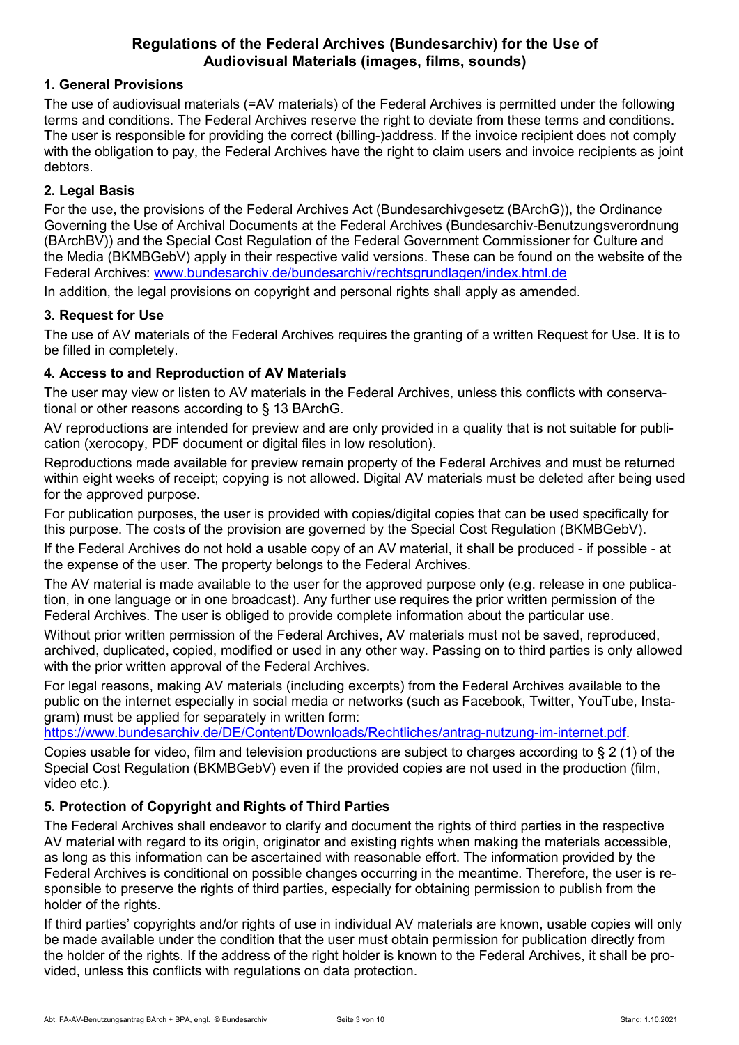# Regulations of the Federal Archives (Bundesarchiv) for the Use of Audiovisual Materials (images, films, sounds)

## 1. General Provisions

The use of audiovisual materials (=AV materials) of the Federal Archives is permitted under the following terms and conditions. The Federal Archives reserve the right to deviate from these terms and conditions. The user is responsible for providing the correct (billing-)address. If the invoice recipient does not comply with the obligation to pay, the Federal Archives have the right to claim users and invoice recipients as joint debtors.

## 2. Legal Basis

For the use, the provisions of the Federal Archives Act (Bundesarchivgesetz (BArchG)), the Ordinance Governing the Use of Archival Documents at the Federal Archives (Bundesarchiv-Benutzungsverordnung (BArchBV)) and the Special Cost Regulation of the Federal Government Commissioner for Culture and the Media (BKMBGebV) apply in their respective valid versions. These can be found on the website of the Federal Archives: www.bundesarchiv.de/bundesarchiv/rechtsgrundlagen/index.html.de

In addition, the legal provisions on copyright and personal rights shall apply as amended.

## 3. Request for Use

The use of AV materials of the Federal Archives requires the granting of a written Request for Use. It is to be filled in completely.

## 4. Access to and Reproduction of AV Materials

The user may view or listen to AV materials in the Federal Archives, unless this conflicts with conservational or other reasons according to § 13 BArchG.

AV reproductions are intended for preview and are only provided in a quality that is not suitable for publication (xerocopy, PDF document or digital files in low resolution).

Reproductions made available for preview remain property of the Federal Archives and must be returned within eight weeks of receipt; copying is not allowed. Digital AV materials must be deleted after being used for the approved purpose.

For publication purposes, the user is provided with copies/digital copies that can be used specifically for this purpose. The costs of the provision are governed by the Special Cost Regulation (BKMBGebV).

If the Federal Archives do not hold a usable copy of an AV material, it shall be produced - if possible - at the expense of the user. The property belongs to the Federal Archives.

The AV material is made available to the user for the approved purpose only (e.g. release in one publication, in one language or in one broadcast). Any further use requires the prior written permission of the Federal Archives. The user is obliged to provide complete information about the particular use.

Without prior written permission of the Federal Archives, AV materials must not be saved, reproduced, archived, duplicated, copied, modified or used in any other way. Passing on to third parties is only allowed with the prior written approval of the Federal Archives.

For legal reasons, making AV materials (including excerpts) from the Federal Archives available to the public on the internet especially in social media or networks (such as Facebook, Twitter, YouTube, Instagram) must be applied for separately in written form: https://www.bundesarchiv.de/DE/Content/Downloads/Rechtliches/antrag-nutzung-im-internet.pdf.

Copies usable for video, film and television productions are subject to charges according to § 2 (1) of the Special Cost Regulation (BKMBGebV) even if the provided copies are not used in the production (film, video etc.).

## 5. Protection of Copyright and Rights of Third Parties

The Federal Archives shall endeavor to clarify and document the rights of third parties in the respective AV material with regard to its origin, originator and existing rights when making the materials accessible, as long as this information can be ascertained with reasonable effort. The information provided by the Federal Archives is conditional on possible changes occurring in the meantime. Therefore, the user is responsible to preserve the rights of third parties, especially for obtaining permission to publish from the holder of the rights.

If third parties' copyrights and/or rights of use in individual AV materials are known, usable copies will only be made available under the condition that the user must obtain permission for publication directly from the holder of the rights. If the address of the right holder is known to the Federal Archives, it shall be provided, unless this conflicts with regulations on data protection.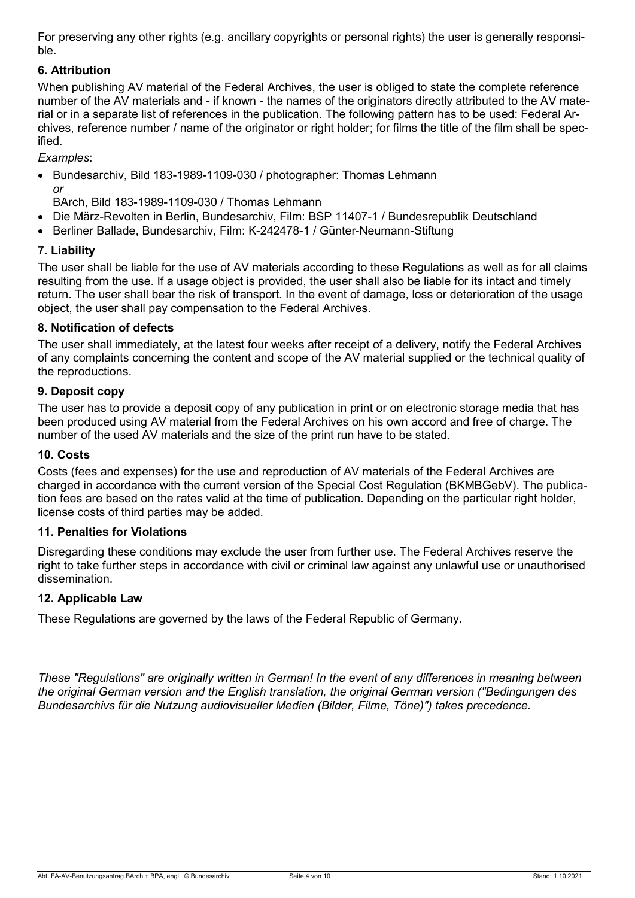For preserving any other rights (e.g. ancillary copyrights or personal rights) the user is generally responsible.

### 6. Attribution

When publishing AV material of the Federal Archives, the user is obliged to state the complete reference number of the AV materials and - if known - the names of the originators directly attributed to the AV material or in a separate list of references in the publication. The following pattern has to be used: Federal Archives, reference number / name of the originator or right holder; for films the title of the film shall be specified.

*Examples*:

- Bundesarchiv, Bild 183-1989-1109-030 / photographer: Thomas Lehmann  
  *or*  
  BArch, Bild 183-1989-1109-030 / Thomas Lehmann
- Die März-Revolten in Berlin, Bundesarchiv, Film: BSP 11407-1 / Bundesrepublik Deutschland
- Berliner Ballade, Bundesarchiv, Film: K-242478-1 / Günter-Neumann-Stiftung

### 7. Liability

The user shall be liable for the use of AV materials according to these Regulations as well as for all claims resulting from the use. If a usage object is provided, the user shall also be liable for its intact and timely return. The user shall bear the risk of transport. In the event of damage, loss or deterioration of the usage object, the user shall pay compensation to the Federal Archives.

### 8. Notification of defects

The user shall immediately, at the latest four weeks after receipt of a delivery, notify the Federal Archives of any complaints concerning the content and scope of the AV material supplied or the technical quality of the reproductions.

### 9. Deposit copy

The user has to provide a deposit copy of any publication in print or on electronic storage media that has been produced using AV material from the Federal Archives on his own accord and free of charge. The number of the used AV materials and the size of the print run have to be stated.

### 10. Costs

Costs (fees and expenses) for the use and reproduction of AV materials of the Federal Archives are charged in accordance with the current version of the Special Cost Regulation (BKMBGebV). The publication fees are based on the rates valid at the time of publication. Depending on the particular right holder, license costs of third parties may be added.

### 11. Penalties for Violations

Disregarding these conditions may exclude the user from further use. The Federal Archives reserve the right to take further steps in accordance with civil or criminal law against any unlawful use or unauthorised dissemination.

### 12. Applicable Law

These Regulations are governed by the laws of the Federal Republic of Germany.

*These "Regulations" are originally written in German! In the event of any differences in meaning between the original German version and the English translation, the original German version ("Bedingungen des Bundesarchivs für die Nutzung audiovisueller Medien (Bilder, Filme, Töne)") takes precedence.*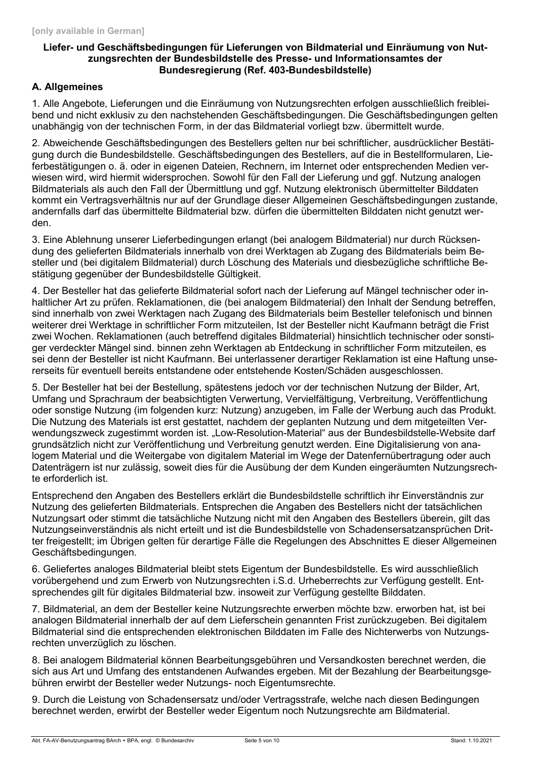**[only available in German]**

**Liefer- und Geschäftsbedingungen für Lieferungen von Bildmaterial und Einräumung von Nutzungsrechten der Bundesbildstelle des Presse- und Informationsamtes der Bundesregierung (Ref. 403-Bundesbildstelle)**

## A. Allgemeines

1. Alle Angebote, Lieferungen und die Einräumung von Nutzungsrechten erfolgen ausschließlich freibleibend und nicht exklusiv zu den nachstehenden Geschäftsbedingungen. Die Geschäftsbedingungen gelten unabhängig von der technischen Form, in der das Bildmaterial vorliegt bzw. übermittelt wurde.

2. Abweichende Geschäftsbedingungen des Bestellers gelten nur bei schriftlicher, ausdrücklicher Bestätigung durch die Bundesbildstelle. Geschäftsbedingungen des Bestellers, auf die in Bestellformularen, Lieferbestätigungen o. ä. oder in eigenen Dateien, Rechnern, im Internet oder entsprechenden Medien verwiesen wird, wird hiermit widersprochen. Sowohl für den Fall der Lieferung und ggf. Nutzung analogen Bildmaterials als auch den Fall der Übermittlung und ggf. Nutzung elektronisch übermittelter Bilddaten kommt ein Vertragsverhältnis nur auf der Grundlage dieser Allgemeinen Geschäftsbedingungen zustande, andernfalls darf das übermittelte Bildmaterial bzw. dürfen die übermittelten Bilddaten nicht genutzt werden.

3. Eine Ablehnung unserer Lieferbedingungen erlangt (bei analogem Bildmaterial) nur durch Rücksendung des gelieferten Bildmaterials innerhalb von drei Werktagen ab Zugang des Bildmaterials beim Besteller und (bei digitalem Bildmaterial) durch Löschung des Materials und diesbezügliche schriftliche Bestätigung gegenüber der Bundesbildstelle Gültigkeit.

4. Der Besteller hat das gelieferte Bildmaterial sofort nach der Lieferung auf Mängel technischer oder inhaltlicher Art zu prüfen. Reklamationen, die (bei analogem Bildmaterial) den Inhalt der Sendung betreffen, sind innerhalb von zwei Werktagen nach Zugang des Bildmaterials beim Besteller telefonisch und binnen weiterer drei Werktage in schriftlicher Form mitzuteilen, Ist der Besteller nicht Kaufmann beträgt die Frist zwei Wochen. Reklamationen (auch betreffend digitales Bildmaterial) hinsichtlich technischer oder sonstiger verdeckter Mängel sind. binnen zehn Werktagen ab Entdeckung in schriftlicher Form mitzuteilen, es sei denn der Besteller ist nicht Kaufmann. Bei unterlassener derartiger Reklamation ist eine Haftung unsererseits für eventuell bereits entstandene oder entstehende Kosten/Schäden ausgeschlossen.

5. Der Besteller hat bei der Bestellung, spätestens jedoch vor der technischen Nutzung der Bilder, Art, Umfang und Sprachraum der beabsichtigten Verwertung, Vervielfältigung, Verbreitung, Veröffentlichung oder sonstige Nutzung (im folgenden kurz: Nutzung) anzugeben, im Falle der Werbung auch das Produkt. Die Nutzung des Materials ist erst gestattet, nachdem der geplanten Nutzung und dem mitgeteilten Verwendungszweck zugestimmt worden ist. „Low-Resolution-Material" aus der Bundesbildstelle-Website darf grundsätzlich nicht zur Veröffentlichung und Verbreitung genutzt werden. Eine Digitalisierung von analogem Material und die Weitergabe von digitalem Material im Wege der Datenfernübertragung oder auch Datenträgern ist nur zulässig, soweit dies für die Ausübung der dem Kunden eingeräumten Nutzungsrechte erforderlich ist.

Entsprechend den Angaben des Bestellers erklärt die Bundesbildstelle schriftlich ihr Einverständnis zur Nutzung des gelieferten Bildmaterials. Entsprechen die Angaben des Bestellers nicht der tatsächlichen Nutzungsart oder stimmt die tatsächliche Nutzung nicht mit den Angaben des Bestellers überein, gilt das Nutzungseinverständnis als nicht erteilt und ist die Bundesbildstelle von Schadensersatzansprüchen Dritter freigestellt; im Übrigen gelten für derartige Fälle die Regelungen des Abschnittes E dieser Allgemeinen Geschäftsbedingungen.

6. Geliefertes analoges Bildmaterial bleibt stets Eigentum der Bundesbildstelle. Es wird ausschließlich vorübergehend und zum Erwerb von Nutzungsrechten i.S.d. Urheberrechts zur Verfügung gestellt. Entsprechendes gilt für digitales Bildmaterial bzw. insoweit zur Verfügung gestellte Bilddaten.

7. Bildmaterial, an dem der Besteller keine Nutzungsrechte erwerben möchte bzw. erworben hat, ist bei analogen Bildmaterial innerhalb der auf dem Lieferschein genannten Frist zurückzugeben. Bei digitalem Bildmaterial sind die entsprechenden elektronischen Bilddaten im Falle des Nichterwerbs von Nutzungsrechten unverzüglich zu löschen.

8. Bei analogem Bildmaterial können Bearbeitungsgebühren und Versandkosten berechnet werden, die sich aus Art und Umfang des entstandenen Aufwandes ergeben. Mit der Bezahlung der Bearbeitungsgebühren erwirbt der Besteller weder Nutzungs- noch Eigentumsrechte.

9. Durch die Leistung von Schadensersatz und/oder Vertragsstrafe, welche nach diesen Bedingungen berechnet werden, erwirbt der Besteller weder Eigentum noch Nutzungsrechte am Bildmaterial.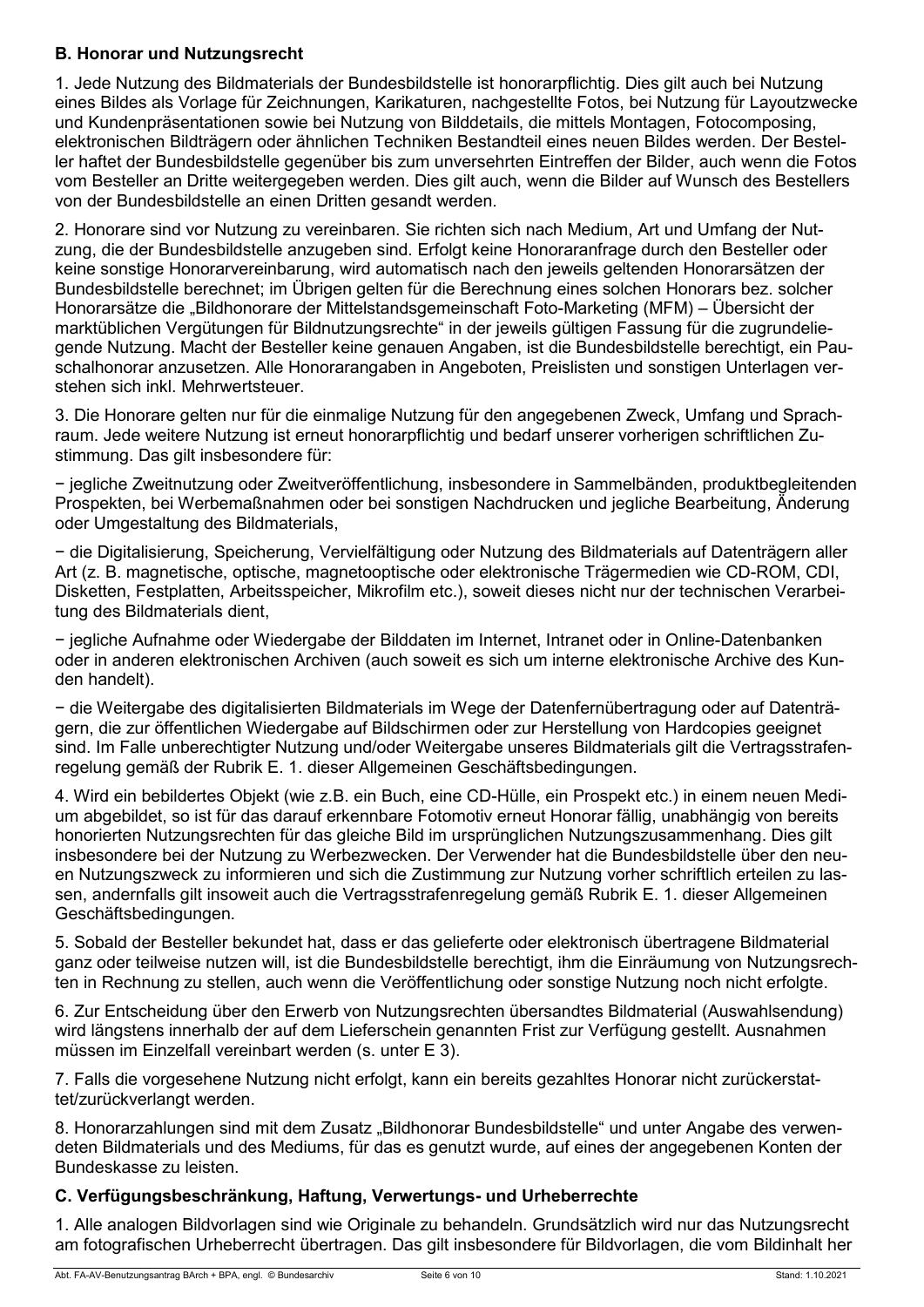## B. Honorar und Nutzungsrecht

1. Jede Nutzung des Bildmaterials der Bundesbildstelle ist honorarpflichtig. Dies gilt auch bei Nutzung eines Bildes als Vorlage für Zeichnungen, Karikaturen, nachgestellte Fotos, bei Nutzung für Layoutzwecke und Kundenpräsentationen sowie bei Nutzung von Bilddetails, die mittels Montagen, Fotocomposing, elektronischen Bildträgern oder ähnlichen Techniken Bestandteil eines neuen Bildes werden. Der Besteller haftet der Bundesbildstelle gegenüber bis zum unversehrten Eintreffen der Bilder, auch wenn die Fotos vom Besteller an Dritte weitergegeben werden. Dies gilt auch, wenn die Bilder auf Wunsch des Bestellers von der Bundesbildstelle an einen Dritten gesandt werden.

2. Honorare sind vor Nutzung zu vereinbaren. Sie richten sich nach Medium, Art und Umfang der Nutzung, die der Bundesbildstelle anzugeben sind. Erfolgt keine Honoraranfrage durch den Besteller oder keine sonstige Honorarvereinbarung, wird automatisch nach den jeweils geltenden Honorarsätzen der Bundesbildstelle berechnet; im Übrigen gelten für die Berechnung eines solchen Honorars bez. solcher Honorarsätze die „Bildhonorare der Mittelstandsgemeinschaft Foto-Marketing (MFM) – Übersicht der marktüblichen Vergütungen für Bildnutzungsrechte" in der jeweils gültigen Fassung für die zugrundeliegende Nutzung. Macht der Besteller keine genauen Angaben, ist die Bundesbildstelle berechtigt, ein Pauschalhonorar anzusetzen. Alle Honorarangaben in Angeboten, Preislisten und sonstigen Unterlagen verstehen sich inkl. Mehrwertsteuer.

3. Die Honorare gelten nur für die einmalige Nutzung für den angegebenen Zweck, Umfang und Sprachraum. Jede weitere Nutzung ist erneut honorarpflichtig und bedarf unserer vorherigen schriftlichen Zustimmung. Das gilt insbesondere für:

− jegliche Zweitnutzung oder Zweitveröffentlichung, insbesondere in Sammelbänden, produktbegleitenden Prospekten, bei Werbemaßnahmen oder bei sonstigen Nachdrucken und jegliche Bearbeitung, Änderung oder Umgestaltung des Bildmaterials,

− die Digitalisierung, Speicherung, Vervielfältigung oder Nutzung des Bildmaterials auf Datenträgern aller Art (z. B. magnetische, optische, magnetooptische oder elektronische Trägermedien wie CD-ROM, CDI, Disketten, Festplatten, Arbeitsspeicher, Mikrofilm etc.), soweit dieses nicht nur der technischen Verarbeitung des Bildmaterials dient,

− jegliche Aufnahme oder Wiedergabe der Bilddaten im Internet, Intranet oder in Online-Datenbanken oder in anderen elektronischen Archiven (auch soweit es sich um interne elektronische Archive des Kunden handelt).

− die Weitergabe des digitalisierten Bildmaterials im Wege der Datenfernübertragung oder auf Datenträgern, die zur öffentlichen Wiedergabe auf Bildschirmen oder zur Herstellung von Hardcopies geeignet sind. Im Falle unberechtigter Nutzung und/oder Weitergabe unseres Bildmaterials gilt die Vertragsstrafenregelung gemäß der Rubrik E. 1. dieser Allgemeinen Geschäftsbedingungen.

4. Wird ein bebildertes Objekt (wie z.B. ein Buch, eine CD-Hülle, ein Prospekt etc.) in einem neuen Medium abgebildet, so ist für das darauf erkennbare Fotomotiv erneut Honorar fällig, unabhängig von bereits honorierten Nutzungsrechten für das gleiche Bild im ursprünglichen Nutzungszusammenhang. Dies gilt insbesondere bei der Nutzung zu Werbezwecken. Der Verwender hat die Bundesbildstelle über den neuen Nutzungszweck zu informieren und sich die Zustimmung zur Nutzung vorher schriftlich erteilen zu lassen, andernfalls gilt insoweit auch die Vertragsstrafenregelung gemäß Rubrik E. 1. dieser Allgemeinen Geschäftsbedingungen.

5. Sobald der Besteller bekundet hat, dass er das gelieferte oder elektronisch übertragene Bildmaterial ganz oder teilweise nutzen will, ist die Bundesbildstelle berechtigt, ihm die Einräumung von Nutzungsrechten in Rechnung zu stellen, auch wenn die Veröffentlichung oder sonstige Nutzung noch nicht erfolgte.

6. Zur Entscheidung über den Erwerb von Nutzungsrechten übersandtes Bildmaterial (Auswahlsendung) wird längstens innerhalb der auf dem Lieferschein genannten Frist zur Verfügung gestellt. Ausnahmen müssen im Einzelfall vereinbart werden (s. unter E 3).

7. Falls die vorgesehene Nutzung nicht erfolgt, kann ein bereits gezahltes Honorar nicht zurückerstattet/zurückverlangt werden.

8. Honorarzahlungen sind mit dem Zusatz „Bildhonorar Bundesbildstelle" und unter Angabe des verwendeten Bildmaterials und des Mediums, für das es genutzt wurde, auf eines der angegebenen Konten der Bundeskasse zu leisten.

## C. Verfügungsbeschränkung, Haftung, Verwertungs- und Urheberrechte

1. Alle analogen Bildvorlagen sind wie Originale zu behandeln. Grundsätzlich wird nur das Nutzungsrecht am fotografischen Urheberrecht übertragen. Das gilt insbesondere für Bildvorlagen, die vom Bildinhalt her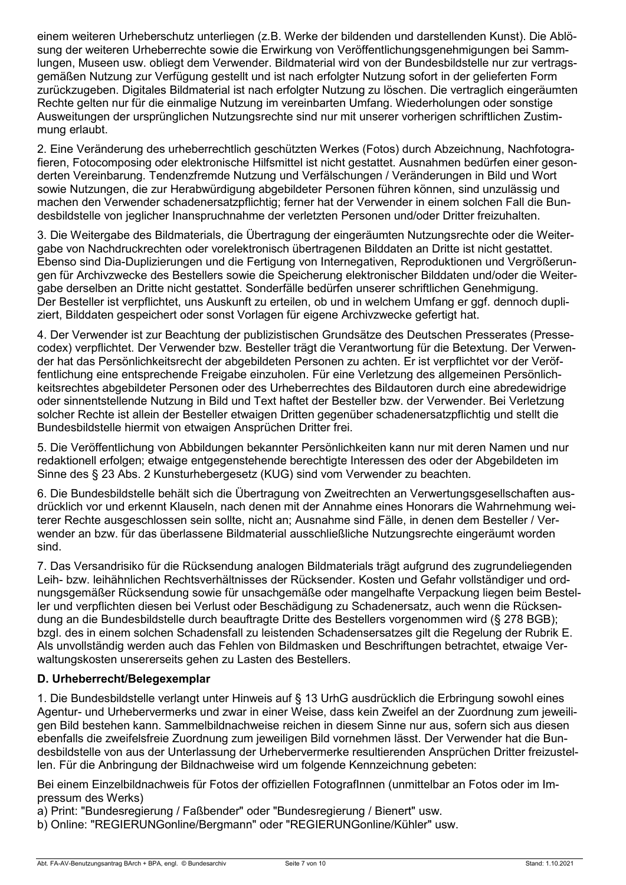einem weiteren Urheberschutz unterliegen (z.B. Werke der bildenden und darstellenden Kunst). Die Ablösung der weiteren Urheberrechte sowie die Erwirkung von Veröffentlichungsgenehmigungen bei Sammlungen, Museen usw. obliegt dem Verwender. Bildmaterial wird von der Bundesbildstelle nur zur vertragsgemäßen Nutzung zur Verfügung gestellt und ist nach erfolgter Nutzung sofort in der gelieferten Form zurückzugeben. Digitales Bildmaterial ist nach erfolgter Nutzung zu löschen. Die vertraglich eingeräumten Rechte gelten nur für die einmalige Nutzung im vereinbarten Umfang. Wiederholungen oder sonstige Ausweitungen der ursprünglichen Nutzungsrechte sind nur mit unserer vorherigen schriftlichen Zustimmung erlaubt.

2. Eine Veränderung des urheberrechtlich geschützten Werkes (Fotos) durch Abzeichnung, Nachfotografieren, Fotocomposing oder elektronische Hilfsmittel ist nicht gestattet. Ausnahmen bedürfen einer gesonderten Vereinbarung. Tendenzfremde Nutzung und Verfälschungen / Veränderungen in Bild und Wort sowie Nutzungen, die zur Herabwürdigung abgebildeter Personen führen können, sind unzulässig und machen den Verwender schadenersatzpflichtig; ferner hat der Verwender in einem solchen Fall die Bundesbildstelle von jeglicher Inanspruchnahme der verletzten Personen und/oder Dritter freizuhalten.

3. Die Weitergabe des Bildmaterials, die Übertragung der eingeräumten Nutzungsrechte oder die Weitergabe von Nachdruckrechten oder vorelektronisch übertragenen Bilddaten an Dritte ist nicht gestattet. Ebenso sind Dia-Duplizierungen und die Fertigung von Internegativen, Reproduktionen und Vergrößerungen für Archivzwecke des Bestellers sowie die Speicherung elektronischer Bilddaten und/oder die Weitergabe derselben an Dritte nicht gestattet. Sonderfälle bedürfen unserer schriftlichen Genehmigung.
Der Besteller ist verpflichtet, uns Auskunft zu erteilen, ob und in welchem Umfang er ggf. dennoch dupliziert, Bilddaten gespeichert oder sonst Vorlagen für eigene Archivzwecke gefertigt hat.

4. Der Verwender ist zur Beachtung der publizistischen Grundsätze des Deutschen Presserates (Pressecodex) verpflichtet. Der Verwender bzw. Besteller trägt die Verantwortung für die Betextung. Der Verwender hat das Persönlichkeitsrecht der abgebildeten Personen zu achten. Er ist verpflichtet vor der Veröffentlichung eine entsprechende Freigabe einzuholen. Für eine Verletzung des allgemeinen Persönlichkeitsrechtes abgebildeter Personen oder des Urheberrechtes des Bildautoren durch eine abredewidrige oder sinnentstellende Nutzung in Bild und Text haftet der Besteller bzw. der Verwender. Bei Verletzung solcher Rechte ist allein der Besteller etwaigen Dritten gegenüber schadenersatzpflichtig und stellt die Bundesbildstelle hiermit von etwaigen Ansprüchen Dritter frei.

5. Die Veröffentlichung von Abbildungen bekannter Persönlichkeiten kann nur mit deren Namen und nur redaktionell erfolgen; etwaige entgegenstehende berechtigte Interessen des oder der Abgebildeten im Sinne des § 23 Abs. 2 Kunsturhebergesetz (KUG) sind vom Verwender zu beachten.

6. Die Bundesbildstelle behält sich die Übertragung von Zweitrechten an Verwertungsgesellschaften ausdrücklich vor und erkennt Klauseln, nach denen mit der Annahme eines Honorars die Wahrnehmung weiterer Rechte ausgeschlossen sein sollte, nicht an; Ausnahme sind Fälle, in denen dem Besteller / Verwender an bzw. für das überlassene Bildmaterial ausschließliche Nutzungsrechte eingeräumt worden sind.

7. Das Versandrisiko für die Rücksendung analogen Bildmaterials trägt aufgrund des zugrundeliegenden Leih- bzw. leihähnlichen Rechtsverhältnisses der Rücksender. Kosten und Gefahr vollständiger und ordnungsgemäßer Rücksendung sowie für unsachgemäße oder mangelhafte Verpackung liegen beim Besteller und verpflichten diesen bei Verlust oder Beschädigung zu Schadenersatz, auch wenn die Rücksendung an die Bundesbildstelle durch beauftragte Dritte des Bestellers vorgenommen wird (§ 278 BGB); bzgl. des in einem solchen Schadensfall zu leistenden Schadensersatzes gilt die Regelung der Rubrik E. Als unvollständig werden auch das Fehlen von Bildmasken und Beschriftungen betrachtet, etwaige Verwaltungskosten unsererseits gehen zu Lasten des Bestellers.

### D. Urheberrecht/Belegexemplar

1. Die Bundesbildstelle verlangt unter Hinweis auf § 13 UrhG ausdrücklich die Erbringung sowohl eines Agentur- und Urhebervermerks und zwar in einer Weise, dass kein Zweifel an der Zuordnung zum jeweiligen Bild bestehen kann. Sammelbildnachweise reichen in diesem Sinne nur aus, sofern sich aus diesen ebenfalls die zweifelsfreie Zuordnung zum jeweiligen Bild vornehmen lässt. Der Verwender hat die Bundesbildstelle von aus der Unterlassung der Urhebervermerke resultierenden Ansprüchen Dritter freizustellen. Für die Anbringung der Bildnachweise wird um folgende Kennzeichnung gebeten:

Bei einem Einzelbildnachweis für Fotos der offiziellen FotografInnen (unmittelbar an Fotos oder im Impressum des Werks)
a) Print: "Bundesregierung / Faßbender" oder "Bundesregierung / Bienert" usw.
b) Online: "REGIERUNGonline/Bergmann" oder "REGIERUNGonline/Kühler" usw.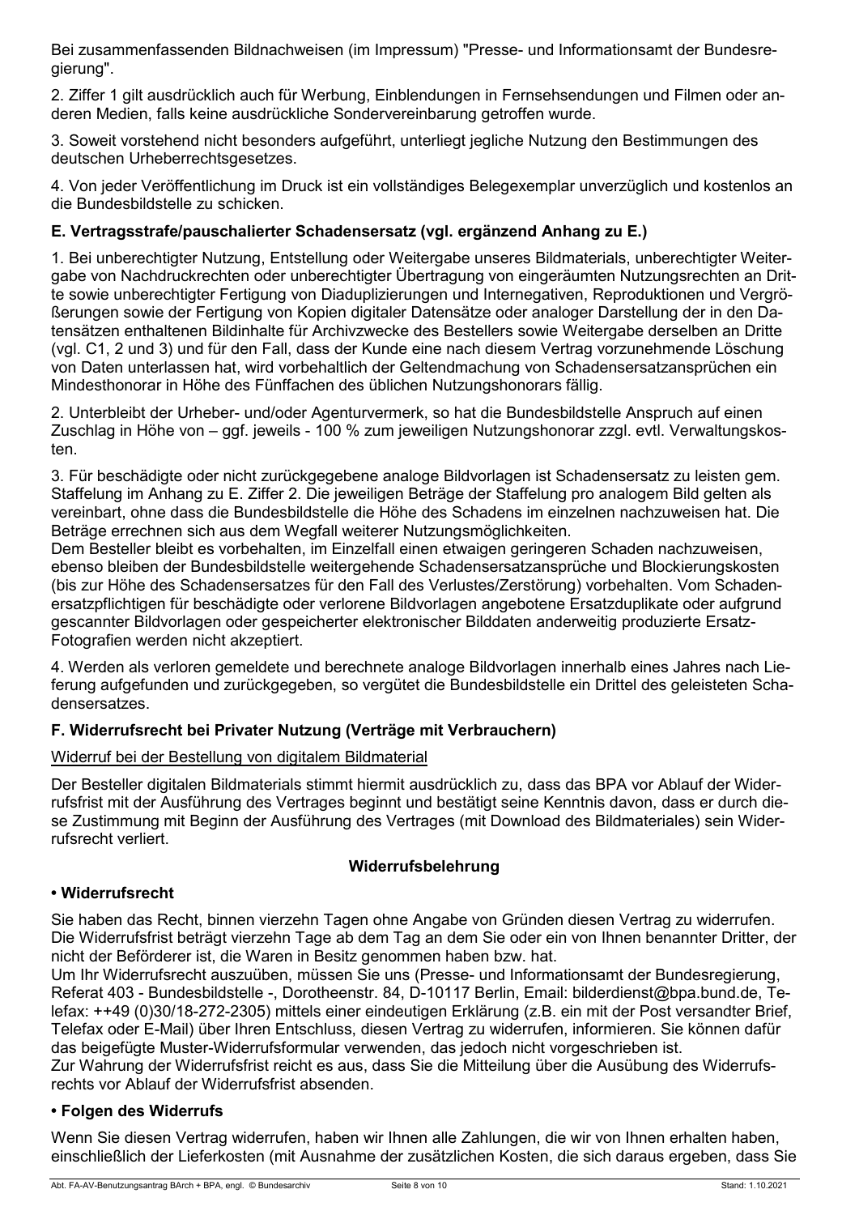Bei zusammenfassenden Bildnachweisen (im Impressum) "Presse- und Informationsamt der Bundesregierung".

2. Ziffer 1 gilt ausdrücklich auch für Werbung, Einblendungen in Fernsehsendungen und Filmen oder anderen Medien, falls keine ausdrückliche Sondervereinbarung getroffen wurde.

3. Soweit vorstehend nicht besonders aufgeführt, unterliegt jegliche Nutzung den Bestimmungen des deutschen Urheberrechtsgesetzes.

4. Von jeder Veröffentlichung im Druck ist ein vollständiges Belegexemplar unverzüglich und kostenlos an die Bundesbildstelle zu schicken.

### E. Vertragsstrafe/pauschalierter Schadensersatz (vgl. ergänzend Anhang zu E.)

1. Bei unberechtigter Nutzung, Entstellung oder Weitergabe unseres Bildmaterials, unberechtigter Weitergabe von Nachdruckrechten oder unberechtigter Übertragung von eingeräumten Nutzungsrechten an Dritte sowie unberechtigter Fertigung von Diaduplizierungen und Internegativen, Reproduktionen und Vergrößerungen sowie der Fertigung von Kopien digitaler Datensätze oder analoger Darstellung der in den Datensätzen enthaltenen Bildinhalte für Archivzwecke des Bestellers sowie Weitergabe derselben an Dritte (vgl. C1, 2 und 3) und für den Fall, dass der Kunde eine nach diesem Vertrag vorzunehmende Löschung von Daten unterlassen hat, wird vorbehaltlich der Geltendmachung von Schadensersatzansprüchen ein Mindesthonorar in Höhe des Fünffachen des üblichen Nutzungshonorars fällig.

2. Unterbleibt der Urheber- und/oder Agenturvermerk, so hat die Bundesbildstelle Anspruch auf einen Zuschlag in Höhe von – ggf. jeweils - 100 % zum jeweiligen Nutzungshonorar zzgl. evtl. Verwaltungskosten.

3. Für beschädigte oder nicht zurückgegebene analoge Bildvorlagen ist Schadensersatz zu leisten gem. Staffelung im Anhang zu E. Ziffer 2. Die jeweiligen Beträge der Staffelung pro analogem Bild gelten als vereinbart, ohne dass die Bundesbildstelle die Höhe des Schadens im einzelnen nachzuweisen hat. Die Beträge errechnen sich aus dem Wegfall weiterer Nutzungsmöglichkeiten.
Dem Besteller bleibt es vorbehalten, im Einzelfall einen etwaigen geringeren Schaden nachzuweisen, ebenso bleiben der Bundesbildstelle weitergehende Schadensersatzansprüche und Blockierungskosten (bis zur Höhe des Schadensersatzes für den Fall des Verlustes/Zerstörung) vorbehalten. Vom Schadenersatzpflichtigen für beschädigte oder verlorene Bildvorlagen angebotene Ersatzduplikate oder aufgrund gescannter Bildvorlagen oder gespeicherter elektronischer Bilddaten anderweitig produzierte Ersatz-Fotografien werden nicht akzeptiert.

4. Werden als verloren gemeldete und berechnete analoge Bildvorlagen innerhalb eines Jahres nach Lieferung aufgefunden und zurückgegeben, so vergütet die Bundesbildstelle ein Drittel des geleisteten Schadensersatzes.

### F. Widerrufsrecht bei Privater Nutzung (Verträge mit Verbrauchern)

<u>Widerruf bei der Bestellung von digitalem Bildmaterial</u>

Der Besteller digitalen Bildmaterials stimmt hiermit ausdrücklich zu, dass das BPA vor Ablauf der Widerrufsfrist mit der Ausführung des Vertrages beginnt und bestätigt seine Kenntnis davon, dass er durch diese Zustimmung mit Beginn der Ausführung des Vertrages (mit Download des Bildmateriales) sein Widerrufsrecht verliert.

**Widerrufsbelehrung**

**• Widerrufsrecht**

Sie haben das Recht, binnen vierzehn Tagen ohne Angabe von Gründen diesen Vertrag zu widerrufen. Die Widerrufsfrist beträgt vierzehn Tage ab dem Tag an dem Sie oder ein von Ihnen benannter Dritter, der nicht der Beförderer ist, die Waren in Besitz genommen haben bzw. hat.
Um Ihr Widerrufsrecht auszuüben, müssen Sie uns (Presse- und Informationsamt der Bundesregierung, Referat 403 - Bundesbildstelle -, Dorotheenstr. 84, D-10117 Berlin, Email: bilderdienst@bpa.bund.de, Telefax: ++49 (0)30/18-272-2305) mittels einer eindeutigen Erklärung (z.B. ein mit der Post versandter Brief, Telefax oder E-Mail) über Ihren Entschluss, diesen Vertrag zu widerrufen, informieren. Sie können dafür das beigefügte Muster-Widerrufsformular verwenden, das jedoch nicht vorgeschrieben ist.
Zur Wahrung der Widerrufsfrist reicht es aus, dass Sie die Mitteilung über die Ausübung des Widerrufsrechts vor Ablauf der Widerrufsfrist absenden.

**• Folgen des Widerrufs**

Wenn Sie diesen Vertrag widerrufen, haben wir Ihnen alle Zahlungen, die wir von Ihnen erhalten haben, einschließlich der Lieferkosten (mit Ausnahme der zusätzlichen Kosten, die sich daraus ergeben, dass Sie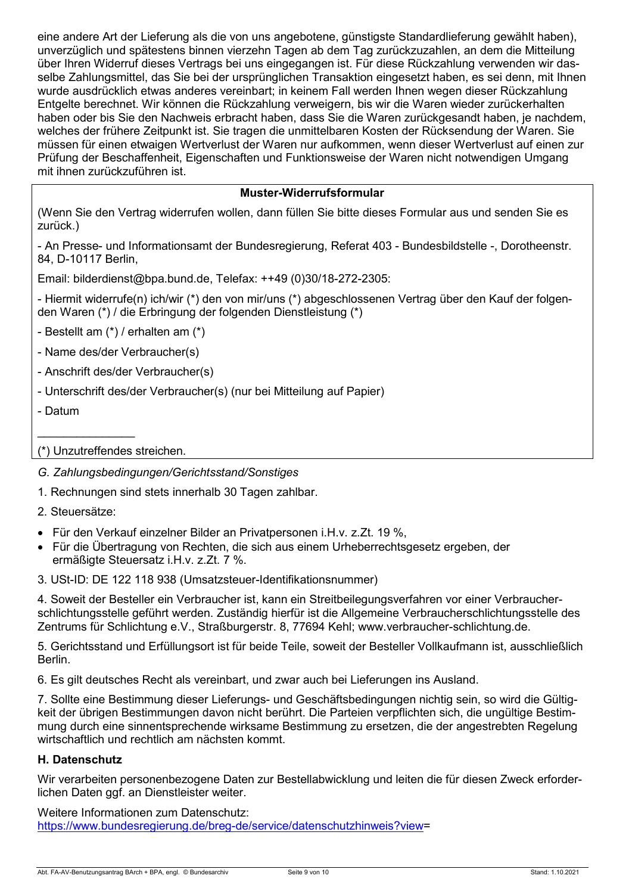eine andere Art der Lieferung als die von uns angebotene, günstigste Standardlieferung gewählt haben), unverzüglich und spätestens binnen vierzehn Tagen ab dem Tag zurückzuzahlen, an dem die Mitteilung über Ihren Widerruf dieses Vertrags bei uns eingegangen ist. Für diese Rückzahlung verwenden wir dasselbe Zahlungsmittel, das Sie bei der ursprünglichen Transaktion eingesetzt haben, es sei denn, mit Ihnen wurde ausdrücklich etwas anderes vereinbart; in keinem Fall werden Ihnen wegen dieser Rückzahlung Entgelte berechnet. Wir können die Rückzahlung verweigern, bis wir die Waren wieder zurückerhalten haben oder bis Sie den Nachweis erbracht haben, dass Sie die Waren zurückgesandt haben, je nachdem, welches der frühere Zeitpunkt ist. Sie tragen die unmittelbaren Kosten der Rücksendung der Waren. Sie müssen für einen etwaigen Wertverlust der Waren nur aufkommen, wenn dieser Wertverlust auf einen zur Prüfung der Beschaffenheit, Eigenschaften und Funktionsweise der Waren nicht notwendigen Umgang mit ihnen zurückzuführen ist.

**Muster-Widerrufsformular**

(Wenn Sie den Vertrag widerrufen wollen, dann füllen Sie bitte dieses Formular aus und senden Sie es zurück.)

- An Presse- und Informationsamt der Bundesregierung, Referat 403 - Bundesbildstelle -, Dorotheenstr. 84, D-10117 Berlin,

Email: bilderdienst@bpa.bund.de, Telefax: ++49 (0)30/18-272-2305:

- Hiermit widerrufe(n) ich/wir (*) den von mir/uns (*) abgeschlossenen Vertrag über den Kauf der folgenden Waren (*) / die Erbringung der folgenden Dienstleistung (*)
- Bestellt am (*) / erhalten am (*)
- Name des/der Verbraucher(s)
- Anschrift des/der Verbraucher(s)
- Unterschrift des/der Verbraucher(s) (nur bei Mitteilung auf Papier)
- Datum

_______________

(*) Unzutreffendes streichen.

*G. Zahlungsbedingungen/Gerichtsstand/Sonstiges*

1. Rechnungen sind stets innerhalb 30 Tagen zahlbar.

2. Steuersätze:

- Für den Verkauf einzelner Bilder an Privatpersonen i.H.v. z.Zt. 19 %,
- Für die Übertragung von Rechten, die sich aus einem Urheberrechtsgesetz ergeben, der ermäßigte Steuersatz i.H.v. z.Zt. 7 %.

3. USt-ID: DE 122 118 938 (Umsatzsteuer-Identifikationsnummer)

4. Soweit der Besteller ein Verbraucher ist, kann ein Streitbeilegungsverfahren vor einer Verbraucherschlichtungsstelle geführt werden. Zuständig hierfür ist die Allgemeine Verbraucherschlichtungsstelle des Zentrums für Schlichtung e.V., Straßburgerstr. 8, 77694 Kehl; www.verbraucher-schlichtung.de.

5. Gerichtsstand und Erfüllungsort ist für beide Teile, soweit der Besteller Vollkaufmann ist, ausschließlich Berlin.

6. Es gilt deutsches Recht als vereinbart, und zwar auch bei Lieferungen ins Ausland.

7. Sollte eine Bestimmung dieser Lieferungs- und Geschäftsbedingungen nichtig sein, so wird die Gültigkeit der übrigen Bestimmungen davon nicht berührt. Die Parteien verpflichten sich, die ungültige Bestimmung durch eine sinnentsprechende wirksame Bestimmung zu ersetzen, die der angestrebten Regelung wirtschaftlich und rechtlich am nächsten kommt.

### H. Datenschutz

Wir verarbeiten personenbezogene Daten zur Bestellabwicklung und leiten die für diesen Zweck erforderlichen Daten ggf. an Dienstleister weiter.

Weitere Informationen zum Datenschutz:
https://www.bundesregierung.de/breg-de/service/datenschutzhinweis?view=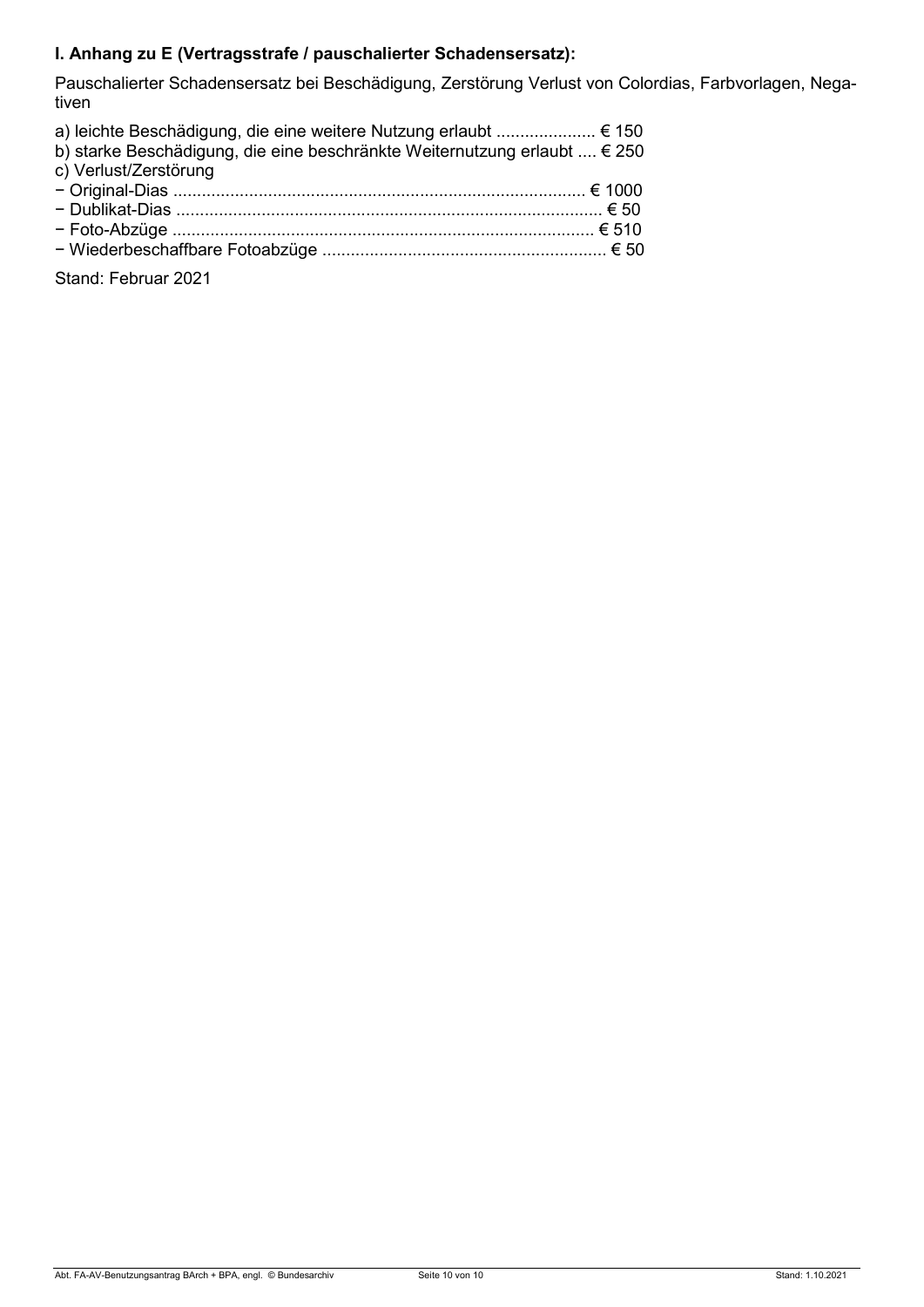**I. Anhang zu E (Vertragsstrafe / pauschalierter Schadensersatz):**

Pauschalierter Schadensersatz bei Beschädigung, Zerstörung Verlust von Colordias, Farbvorlagen, Negativen

a) leichte Beschädigung, die eine weitere Nutzung erlaubt .................... € 150
b) starke Beschädigung, die eine beschränkte Weiternutzung erlaubt .... € 250
c) Verlust/Zerstörung
− Original-Dias ...................................................................................... € 1000
− Dublikat-Dias ........................................................................................ € 50
− Foto-Abzüge ........................................................................................ € 510
− Wiederbeschaffbare Fotoabzüge ........................................................... € 50

Stand: Februar 2021